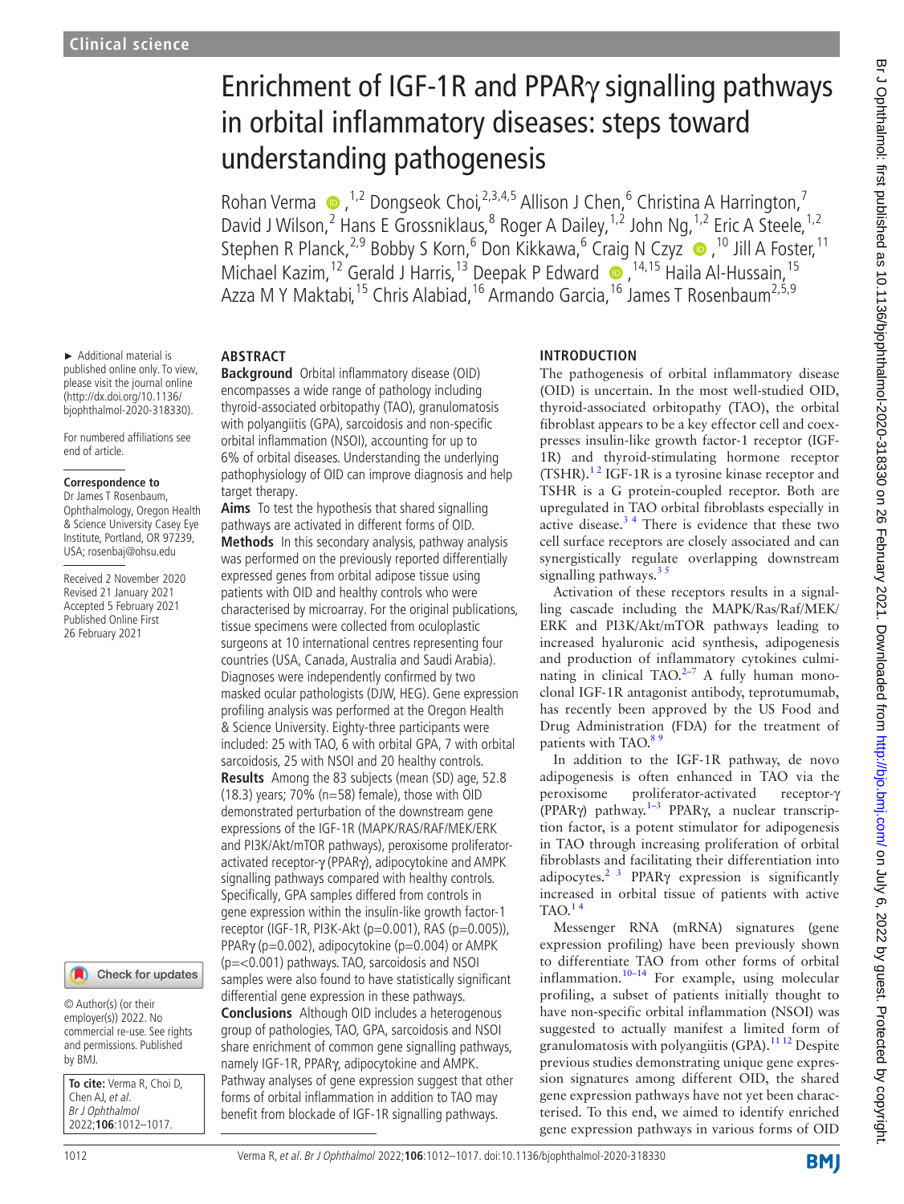Clinical science

# Enrichment of IGF-1R and PPARγ signalling pathways in orbital inflammatory diseases: steps toward understanding pathogenesis

Rohan Verma [1,2] Dongseok Choi,[2,3,4,5] Allison J Chen,[6] Christina A Harrington,[7] David J Wilson,[2] Hans E Grossniklaus,[8] Roger A Dailey,[1,2] John Ng,[1,2] Eric A Steele,[1,2] Stephen R Planck,[2,9] Bobby S Korn,[6] Don Kikkawa,[6] Craig N Czyz [10] Jill A Foster,[11] Michael Kazim,[12] Gerald J Harris,[13] Deepak P Edward [14,15] Haila Al-Hussain,[15] Azza M Y Maktabi,[15] Chris Alabiad,[16] Armando Garcia,[16] James T Rosenbaum[2,5,9]

► Additional material is published online only. To view, please visit the journal online (http://dx.doi.org/10.1136/bjophthalmol-2020-318330).

For numbered affiliations see end of article.

**Correspondence to**
Dr James T Rosenbaum, Ophthalmology, Oregon Health & Science University Casey Eye Institute, Portland, OR 97239, USA; rosenbaj@ohsu.edu

Received 2 November 2020
Revised 21 January 2021
Accepted 5 February 2021
Published Online First 26 February 2021

© Author(s) (or their employer(s)) 2022. No commercial re-use. See rights and permissions. Published by BMJ.

**To cite:** Verma R, Choi D, Chen AJ, *et al*. *Br J Ophthalmol* 2022;**106**:1012–1017.

## ABSTRACT

**Background** Orbital inflammatory disease (OID) encompasses a wide range of pathology including thyroid-associated orbitopathy (TAO), granulomatosis with polyangiitis (GPA), sarcoidosis and non-specific orbital inflammation (NSOI), accounting for up to 6% of orbital diseases. Understanding the underlying pathophysiology of OID can improve diagnosis and help target therapy.

**Aims** To test the hypothesis that shared signalling pathways are activated in different forms of OID.

**Methods** In this secondary analysis, pathway analysis was performed on the previously reported differentially expressed genes from orbital adipose tissue using patients with OID and healthy controls who were characterised by microarray. For the original publications, tissue specimens were collected from oculoplastic surgeons at 10 international centres representing four countries (USA, Canada, Australia and Saudi Arabia). Diagnoses were independently confirmed by two masked ocular pathologists (DJW, HEG). Gene expression profiling analysis was performed at the Oregon Health & Science University. Eighty-three participants were included: 25 with TAO, 6 with orbital GPA, 7 with orbital sarcoidosis, 25 with NSOI and 20 healthy controls.

**Results** Among the 83 subjects (mean (SD) age, 52.8 (18.3) years; 70% (n=58) female), those with OID demonstrated perturbation of the downstream gene expressions of the IGF-1R (MAPK/RAS/RAF/MEK/ERK and PI3K/Akt/mTOR pathways), peroxisome proliferator-activated receptor-γ (PPARγ), adipocytokine and AMPK signalling pathways compared with healthy controls. Specifically, GPA samples differed from controls in gene expression within the insulin-like growth factor-1 receptor (IGF-1R, PI3K-Akt (p=0.001), RAS (p=0.005)), PPARγ (p=0.002), adipocytokine (p=0.004) or AMPK (p=<0.001) pathways. TAO, sarcoidosis and NSOI samples were also found to have statistically significant differential gene expression in these pathways.

**Conclusions** Although OID includes a heterogenous group of pathologies, TAO, GPA, sarcoidosis and NSOI share enrichment of common gene signalling pathways, namely IGF-1R, PPARγ, adipocytokine and AMPK. Pathway analyses of gene expression suggest that other forms of orbital inflammation in addition to TAO may benefit from blockade of IGF-1R signalling pathways.

## INTRODUCTION

The pathogenesis of orbital inflammatory disease (OID) is uncertain. In the most well-studied OID, thyroid-associated orbitopathy (TAO), the orbital fibroblast appears to be a key effector cell and coexpresses insulin-like growth factor-1 receptor (IGF-1R) and thyroid-stimulating hormone receptor (TSHR).[1,2] IGF-1R is a tyrosine kinase receptor and TSHR is a G protein-coupled receptor. Both are upregulated in TAO orbital fibroblasts especially in active disease.[3,4] There is evidence that these two cell surface receptors are closely associated and can synergistically regulate overlapping downstream signalling pathways.[3,5]

Activation of these receptors results in a signalling cascade including the MAPK/Ras/Raf/MEK/ERK and PI3K/Akt/mTOR pathways leading to increased hyaluronic acid synthesis, adipogenesis and production of inflammatory cytokines culminating in clinical TAO.[2–7] A fully human monoclonal IGF-1R antagonist antibody, teprotumumab, has recently been approved by the US Food and Drug Administration (FDA) for the treatment of patients with TAO.[8,9]

In addition to the IGF-1R pathway, de novo adipogenesis is often enhanced in TAO via the peroxisome proliferator-activated receptor-γ (PPARγ) pathway.[1–3] PPARγ, a nuclear transcription factor, is a potent stimulator for adipogenesis in TAO through increasing proliferation of orbital fibroblasts and facilitating their differentiation into adipocytes.[2,3] PPARγ expression is significantly increased in orbital tissue of patients with active TAO.[1,4]

Messenger RNA (mRNA) signatures (gene expression profiling) have been previously shown to differentiate TAO from other forms of orbital inflammation.[10–14] For example, using molecular profiling, a subset of patients initially thought to have non-specific orbital inflammation (NSOI) was suggested to actually manifest a limited form of granulomatosis with polyangiitis (GPA).[11,12] Despite previous studies demonstrating unique gene expression signatures among different OID, the shared gene expression pathways have not yet been characterised. To this end, we aimed to identify enriched gene expression pathways in various forms of OID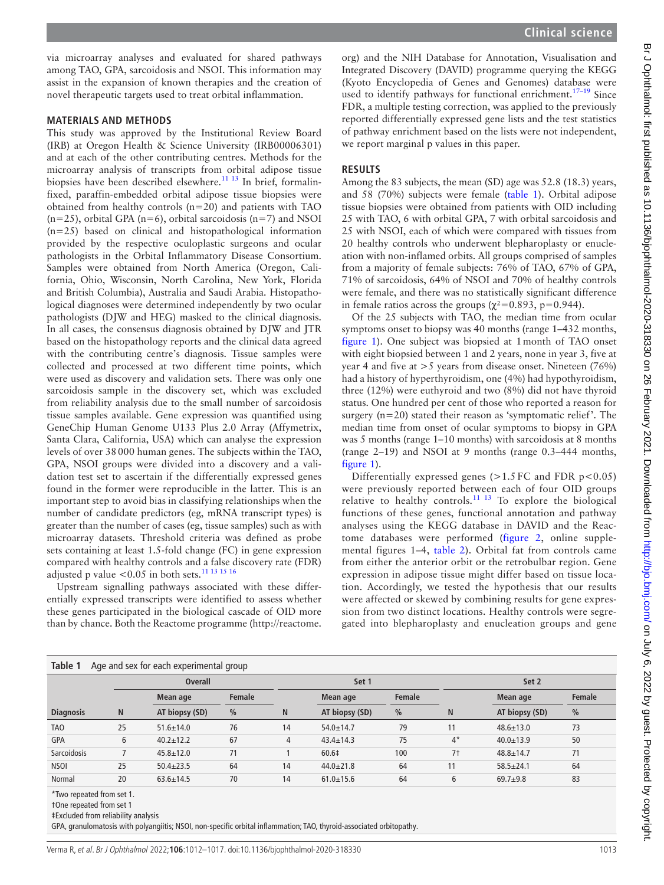via microarray analyses and evaluated for shared pathways among TAO, GPA, sarcoidosis and NSOI. This information may assist in the expansion of known therapies and the creation of novel therapeutic targets used to treat orbital inflammation.

## MATERIALS AND METHODS

This study was approved by the Institutional Review Board (IRB) at Oregon Health & Science University (IRB00006301) and at each of the other contributing centres. Methods for the microarray analysis of transcripts from orbital adipose tissue biopsies have been described elsewhere.[11 13] In brief, formalin-fixed, paraffin-embedded orbital adipose tissue biopsies were obtained from healthy controls (n=20) and patients with TAO (n=25), orbital GPA (n=6), orbital sarcoidosis (n=7) and NSOI (n=25) based on clinical and histopathological information provided by the respective oculoplastic surgeons and ocular pathologists in the Orbital Inflammatory Disease Consortium. Samples were obtained from North America (Oregon, California, Ohio, Wisconsin, North Carolina, New York, Florida and British Columbia), Australia and Saudi Arabia. Histopathological diagnoses were determined independently by two ocular pathologists (DJW and HEG) masked to the clinical diagnosis. In all cases, the consensus diagnosis obtained by DJW and JTR based on the histopathology reports and the clinical data agreed with the contributing centre's diagnosis. Tissue samples were collected and processed at two different time points, which were used as discovery and validation sets. There was only one sarcoidosis sample in the discovery set, which was excluded from reliability analysis due to the small number of sarcoidosis tissue samples available. Gene expression was quantified using GeneChip Human Genome U133 Plus 2.0 Array (Affymetrix, Santa Clara, California, USA) which can analyse the expression levels of over 38 000 human genes. The subjects within the TAO, GPA, NSOI groups were divided into a discovery and a validation test set to ascertain if the differentially expressed genes found in the former were reproducible in the latter. This is an important step to avoid bias in classifying relationships when the number of candidate predictors (eg, mRNA transcript types) is greater than the number of cases (eg, tissue samples) such as with microarray datasets. Threshold criteria was defined as probe sets containing at least 1.5-fold change (FC) in gene expression compared with healthy controls and a false discovery rate (FDR) adjusted p value <0.05 in both sets.[11 13 15 16]

Upstream signalling pathways associated with these differentially expressed transcripts were identified to assess whether these genes participated in the biological cascade of OID more than by chance. Both the Reactome programme (http://reactome.org) and the NIH Database for Annotation, Visualisation and Integrated Discovery (DAVID) programme querying the KEGG (Kyoto Encyclopedia of Genes and Genomes) database were used to identify pathways for functional enrichment.[17–19] Since FDR, a multiple testing correction, was applied to the previously reported differentially expressed gene lists and the test statistics of pathway enrichment based on the lists were not independent, we report marginal p values in this paper.

## RESULTS

Among the 83 subjects, the mean (SD) age was 52.8 (18.3) years, and 58 (70%) subjects were female (table 1). Orbital adipose tissue biopsies were obtained from patients with OID including 25 with TAO, 6 with orbital GPA, 7 with orbital sarcoidosis and 25 with NSOI, each of which were compared with tissues from 20 healthy controls who underwent blepharoplasty or enucleation with non-inflamed orbits. All groups comprised of samples from a majority of female subjects: 76% of TAO, 67% of GPA, 71% of sarcoidosis, 64% of NSOI and 70% of healthy controls were female, and there was no statistically significant difference in female ratios across the groups ($\chi^2=0.893$, p=0.944).

Of the 25 subjects with TAO, the median time from ocular symptoms onset to biopsy was 40 months (range 1–432 months, figure 1). One subject was biopsied at 1 month of TAO onset with eight biopsied between 1 and 2 years, none in year 3, five at year 4 and five at >5 years from disease onset. Nineteen (76%) had a history of hyperthyroidism, one (4%) had hypothyroidism, three (12%) were euthyroid and two (8%) did not have thyroid status. One hundred per cent of those who reported a reason for surgery (n=20) stated their reason as 'symptomatic relief'. The median time from onset of ocular symptoms to biopsy in GPA was 5 months (range 1–10 months) with sarcoidosis at 8 months (range 2–19) and NSOI at 9 months (range 0.3–444 months, figure 1).

Differentially expressed genes (>1.5 FC and FDR p<0.05) were previously reported between each of four OID groups relative to healthy controls.[11 13] To explore the biological functions of these genes, functional annotation and pathway analyses using the KEGG database in DAVID and the Reactome databases were performed (figure 2, online supplemental figures 1–4, table 2). Orbital fat from controls came from either the anterior orbit or the retrobulbar region. Gene expression in adipose tissue might differ based on tissue location. Accordingly, we tested the hypothesis that our results were affected or skewed by combining results for gene expression from two distinct locations. Healthy controls were segregated into blepharoplasty and enucleation groups and gene

**Table 1** Age and sex for each experimental group

| | Overall | | | Set 1 | | | Set 2 | | |
|---|---|---|---|---|---|---|---|---|---|
| | | Mean age | Female | | Mean age | Female | | Mean age | Female |
| **Diagnosis** | **N** | **AT biopsy (SD)** | **%** | **N** | **AT biopsy (SD)** | **%** | **N** | **AT biopsy (SD)** | **%** |
| TAO | 25 | 51.6±14.0 | 76 | 14 | 54.0±14.7 | 79 | 11 | 48.6±13.0 | 73 |
| GPA | 6 | 40.2±12.2 | 67 | 4 | 43.4±14.3 | 75 | 4* | 40.0±13.9 | 50 |
| Sarcoidosis | 7 | 45.8±12.0 | 71 | 1 | 60.6‡ | 100 | 7† | 48.8±14.7 | 71 |
| NSOI | 25 | 50.4±23.5 | 64 | 14 | 44.0±21.8 | 64 | 11 | 58.5±24.1 | 64 |
| Normal | 20 | 63.6±14.5 | 70 | 14 | 61.0±15.6 | 64 | 6 | 69.7±9.8 | 83 |

*Two repeated from set 1.
†One repeated from set 1
‡Excluded from reliability analysis
GPA, granulomatosis with polyangiitis; NSOI, non-specific orbital inflammation; TAO, thyroid-associated orbitopathy.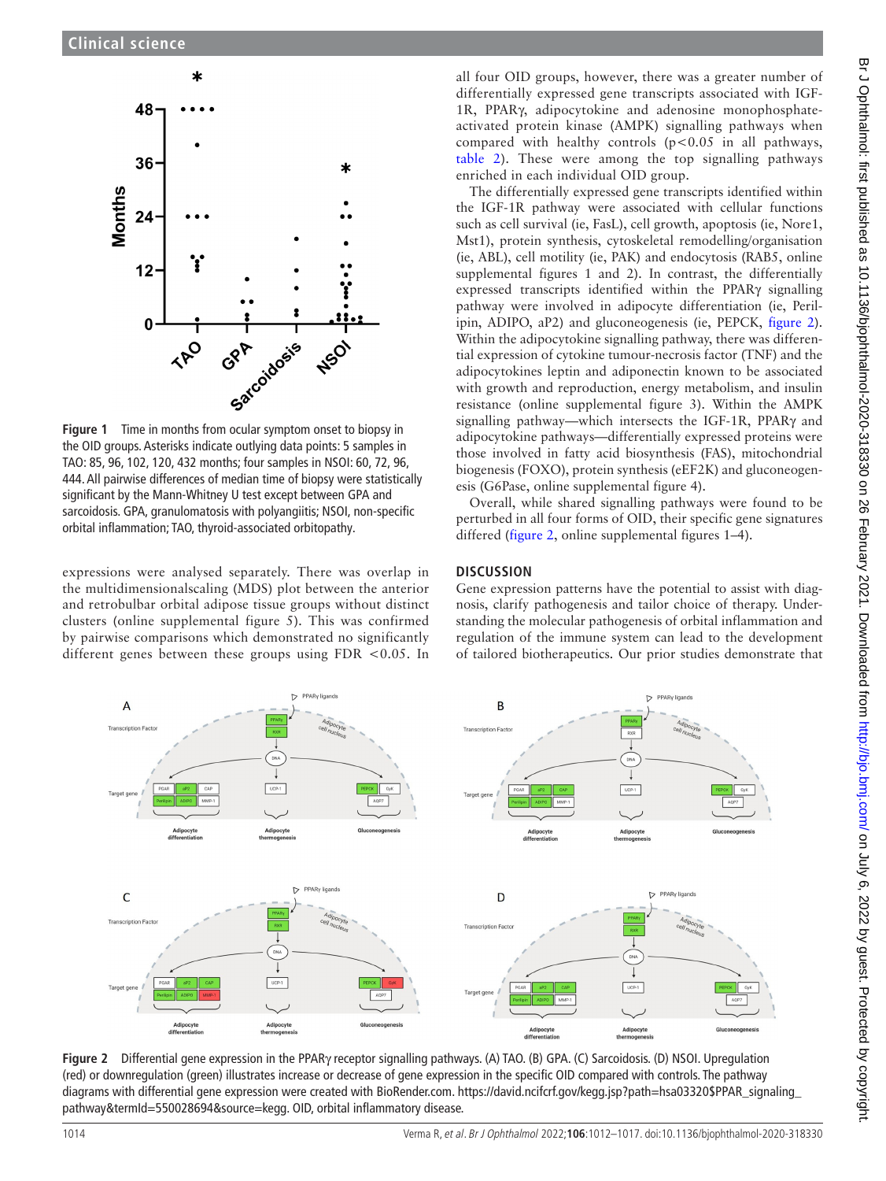Figure 1 Time in months from ocular symptom onset to biopsy in the OID groups. Asterisks indicate outlying data points: 5 samples in TAO: 85, 96, 102, 120, 432 months; four samples in NSOI: 60, 72, 96, 444. All pairwise differences of median time of biopsy were statistically significant by the Mann-Whitney U test except between GPA and sarcoidosis. GPA, granulomatosis with polyangiitis; NSOI, non-specific orbital inflammation; TAO, thyroid-associated orbitopathy.

expressions were analysed separately. There was overlap in the multidimensionalscaling (MDS) plot between the anterior and retrobulbar orbital adipose tissue groups without distinct clusters (online supplemental figure 5). This was confirmed by pairwise comparisons which demonstrated no significantly different genes between these groups using FDR <0.05. In all four OID groups, however, there was a greater number of differentially expressed gene transcripts associated with IGF-1R, PPARγ, adipocytokine and adenosine monophosphate-activated protein kinase (AMPK) signalling pathways when compared with healthy controls ($p<0.05$ in all pathways, table 2). These were among the top signalling pathways enriched in each individual OID group.

The differentially expressed gene transcripts identified within the IGF-1R pathway were associated with cellular functions such as cell survival (ie, FasL), cell growth, apoptosis (ie, Nore1, Mst1), protein synthesis, cytoskeletal remodelling/organisation (ie, ABL), cell motility (ie, PAK) and endocytosis (RAB5, online supplemental figures 1 and 2). In contrast, the differentially expressed transcripts identified within the PPARγ signalling pathway were involved in adipocyte differentiation (ie, Perilipin, ADIPO, aP2) and gluconeogenesis (ie, PEPCK, figure 2). Within the adipocytokine signalling pathway, there was differential expression of cytokine tumour-necrosis factor (TNF) and the adipocytokines leptin and adiponectin known to be associated with growth and reproduction, energy metabolism, and insulin resistance (online supplemental figure 3). Within the AMPK signalling pathway—which intersects the IGF-1R, PPARγ and adipocytokine pathways—differentially expressed proteins were those involved in fatty acid biosynthesis (FAS), mitochondrial biogenesis (FOXO), protein synthesis (eEF2K) and gluconeogenesis (G6Pase, online supplemental figure 4).

Overall, while shared signalling pathways were found to be perturbed in all four forms of OID, their specific gene signatures differed (figure 2, online supplemental figures 1–4).

## DISCUSSION

Gene expression patterns have the potential to assist with diagnosis, clarify pathogenesis and tailor choice of therapy. Understanding the molecular pathogenesis of orbital inflammation and regulation of the immune system can lead to the development of tailored biotherapeutics. Our prior studies demonstrate that

Figure 2 Differential gene expression in the PPARγ receptor signalling pathways. (A) TAO. (B) GPA. (C) Sarcoidosis. (D) NSOI. Upregulation (red) or downregulation (green) illustrates increase or decrease of gene expression in the specific OID compared with controls. The pathway diagrams with differential gene expression were created with BioRender.com. https://david.ncifcrf.gov/kegg.jsp?path=hsa03320$PPAR_signaling_pathway&termId=550028694&source=kegg. OID, orbital inflammatory disease.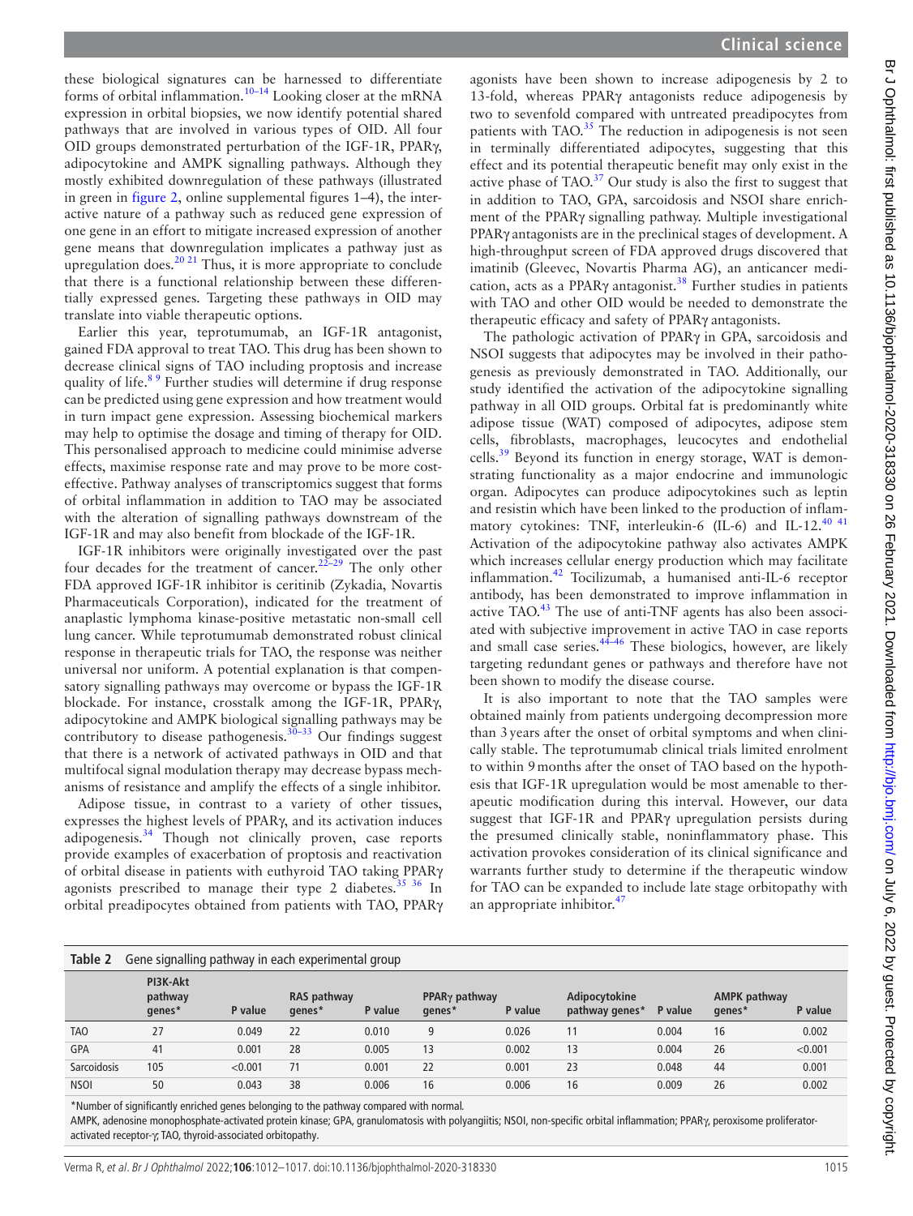these biological signatures can be harnessed to differentiate forms of orbital inflammation.[10–14] Looking closer at the mRNA expression in orbital biopsies, we now identify potential shared pathways that are involved in various types of OID. All four OID groups demonstrated perturbation of the IGF-1R, PPARγ, adipocytokine and AMPK signalling pathways. Although they mostly exhibited downregulation of these pathways (illustrated in green in figure 2, online supplemental figures 1–4), the interactive nature of a pathway such as reduced gene expression of one gene in an effort to mitigate increased expression of another gene means that downregulation implicates a pathway just as upregulation does.[20 21] Thus, it is more appropriate to conclude that there is a functional relationship between these differentially expressed genes. Targeting these pathways in OID may translate into viable therapeutic options.

Earlier this year, teprotumumab, an IGF-1R antagonist, gained FDA approval to treat TAO. This drug has been shown to decrease clinical signs of TAO including proptosis and increase quality of life.[8 9] Further studies will determine if drug response can be predicted using gene expression and how treatment would in turn impact gene expression. Assessing biochemical markers may help to optimise the dosage and timing of therapy for OID. This personalised approach to medicine could minimise adverse effects, maximise response rate and may prove to be more cost-effective. Pathway analyses of transcriptomics suggest that forms of orbital inflammation in addition to TAO may be associated with the alteration of signalling pathways downstream of the IGF-1R and may also benefit from blockade of the IGF-1R.

IGF-1R inhibitors were originally investigated over the past four decades for the treatment of cancer.[22–29] The only other FDA approved IGF-1R inhibitor is ceritinib (Zykadia, Novartis Pharmaceuticals Corporation), indicated for the treatment of anaplastic lymphoma kinase-positive metastatic non-small cell lung cancer. While teprotumumab demonstrated robust clinical response in therapeutic trials for TAO, the response was neither universal nor uniform. A potential explanation is that compensatory signalling pathways may overcome or bypass the IGF-1R blockade. For instance, crosstalk among the IGF-1R, PPARγ, adipocytokine and AMPK biological signalling pathways may be contributory to disease pathogenesis.[30–33] Our findings suggest that there is a network of activated pathways in OID and that multifocal signal modulation therapy may decrease bypass mechanisms of resistance and amplify the effects of a single inhibitor.

Adipose tissue, in contrast to a variety of other tissues, expresses the highest levels of PPARγ, and its activation induces adipogenesis.[34] Though not clinically proven, case reports provide examples of exacerbation of proptosis and reactivation of orbital disease in patients with euthyroid TAO taking PPARγ agonists prescribed to manage their type 2 diabetes.[35 36] In orbital preadipocytes obtained from patients with TAO, PPARγ agonists have been shown to increase adipogenesis by 2 to 13-fold, whereas PPARγ antagonists reduce adipogenesis by two to sevenfold compared with untreated preadipocytes from patients with TAO.[35] The reduction in adipogenesis is not seen in terminally differentiated adipocytes, suggesting that this effect and its potential therapeutic benefit may only exist in the active phase of TAO.[37] Our study is also the first to suggest that in addition to TAO, GPA, sarcoidosis and NSOI share enrichment of the PPARγ signalling pathway. Multiple investigational PPARγ antagonists are in the preclinical stages of development. A high-throughput screen of FDA approved drugs discovered that imatinib (Gleevec, Novartis Pharma AG), an anticancer medication, acts as a PPARγ antagonist.[38] Further studies in patients with TAO and other OID would be needed to demonstrate the therapeutic efficacy and safety of PPARγ antagonists.

The pathologic activation of PPARγ in GPA, sarcoidosis and NSOI suggests that adipocytes may be involved in their pathogenesis as previously demonstrated in TAO. Additionally, our study identified the activation of the adipocytokine signalling pathway in all OID groups. Orbital fat is predominantly white adipose tissue (WAT) composed of adipocytes, adipose stem cells, fibroblasts, macrophages, leucocytes and endothelial cells.[39] Beyond its function in energy storage, WAT is demonstrating functionality as a major endocrine and immunologic organ. Adipocytes can produce adipocytokines such as leptin and resistin which have been linked to the production of inflammatory cytokines: TNF, interleukin-6 (IL-6) and IL-12.[40 41] Activation of the adipocytokine pathway also activates AMPK which increases cellular energy production which may facilitate inflammation.[42] Tocilizumab, a humanised anti-IL-6 receptor antibody, has been demonstrated to improve inflammation in active TAO.[43] The use of anti-TNF agents has also been associated with subjective improvement in active TAO in case reports and small case series.[44–46] These biologics, however, are likely targeting redundant genes or pathways and therefore have not been shown to modify the disease course.

It is also important to note that the TAO samples were obtained mainly from patients undergoing decompression more than 3 years after the onset of orbital symptoms and when clinically stable. The teprotumumab clinical trials limited enrolment to within 9 months after the onset of TAO based on the hypothesis that IGF-1R upregulation would be most amenable to therapeutic modification during this interval. However, our data suggest that IGF-1R and PPARγ upregulation persists during the presumed clinically stable, noninflammatory phase. This activation provokes consideration of its clinical significance and warrants further study to determine if the therapeutic window for TAO can be expanded to include late stage orbitopathy with an appropriate inhibitor.[47]

**Table 2** Gene signalling pathway in each experimental group

| | PI3K-Akt pathway genes* | P value | RAS pathway genes* | P value | PPARγ pathway genes* | P value | Adipocytokine pathway genes* | P value | AMPK pathway genes* | P value |
|---|---|---|---|---|---|---|---|---|---|---|
| TAO | 27 | 0.049 | 22 | 0.010 | 9 | 0.026 | 11 | 0.004 | 16 | 0.002 |
| GPA | 41 | 0.001 | 28 | 0.005 | 13 | 0.002 | 13 | 0.004 | 26 | <0.001 |
| Sarcoidosis | 105 | <0.001 | 71 | 0.001 | 22 | 0.001 | 23 | 0.048 | 44 | 0.001 |
| NSOI | 50 | 0.043 | 38 | 0.006 | 16 | 0.006 | 16 | 0.009 | 26 | 0.002 |

*Number of significantly enriched genes belonging to the pathway compared with normal.

AMPK, adenosine monophosphate-activated protein kinase; GPA, granulomatosis with polyangiitis; NSOI, non-specific orbital inflammation; PPARγ, peroxisome proliferator-activated receptor-γ; TAO, thyroid-associated orbitopathy.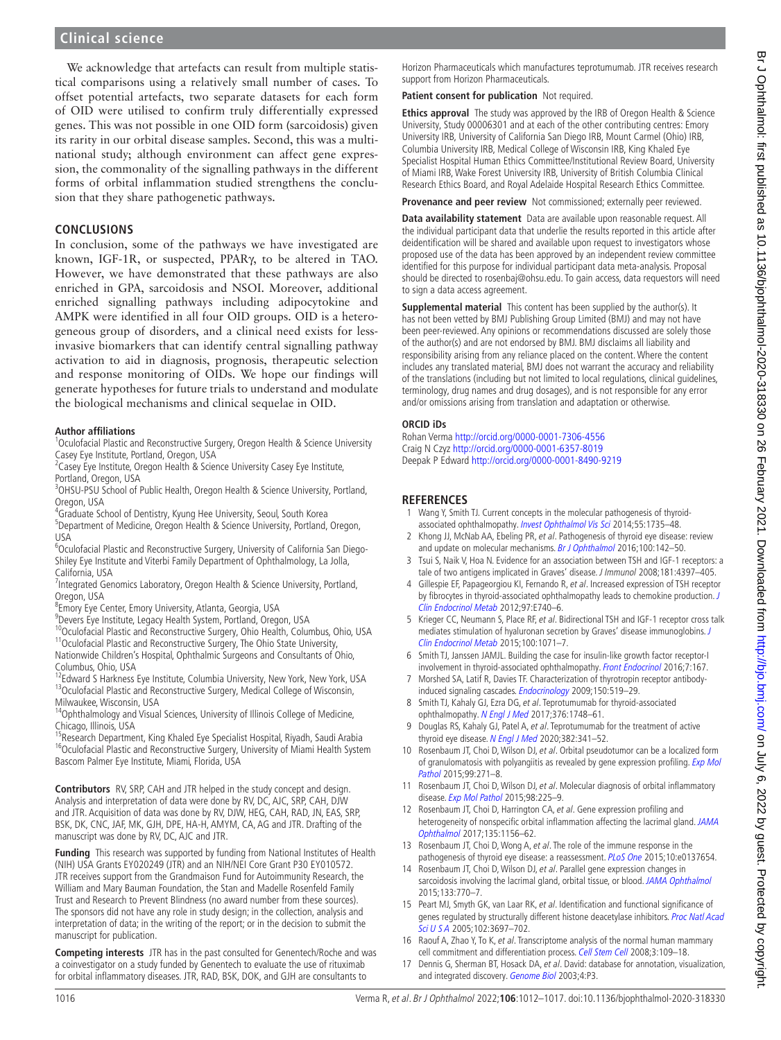We acknowledge that artefacts can result from multiple statistical comparisons using a relatively small number of cases. To offset potential artefacts, two separate datasets for each form of OID were utilised to confirm truly differentially expressed genes. This was not possible in one OID form (sarcoidosis) given its rarity in our orbital disease samples. Second, this was a multinational study; although environment can affect gene expression, the commonality of the signalling pathways in the different forms of orbital inflammation studied strengthens the conclusion that they share pathogenetic pathways.

## CONCLUSIONS

In conclusion, some of the pathways we have investigated are known, IGF-1R, or suspected, PPARγ, to be altered in TAO. However, we have demonstrated that these pathways are also enriched in GPA, sarcoidosis and NSOI. Moreover, additional enriched signalling pathways including adipocytokine and AMPK were identified in all four OID groups. OID is a heterogeneous group of disorders, and a clinical need exists for less-invasive biomarkers that can identify central signalling pathway activation to aid in diagnosis, prognosis, therapeutic selection and response monitoring of OIDs. We hope our findings will generate hypotheses for future trials to understand and modulate the biological mechanisms and clinical sequelae in OID.

**Author affiliations**

[1]Oculofacial Plastic and Reconstructive Surgery, Oregon Health & Science University Casey Eye Institute, Portland, Oregon, USA
[2]Casey Eye Institute, Oregon Health & Science University Casey Eye Institute, Portland, Oregon, USA
[3]OHSU-PSU School of Public Health, Oregon Health & Science University, Portland, Oregon, USA
[4]Graduate School of Dentistry, Kyung Hee University, Seoul, South Korea
[5]Department of Medicine, Oregon Health & Science University, Portland, Oregon, USA
[6]Oculofacial Plastic and Reconstructive Surgery, University of California San Diego-Shiley Eye Institute and Viterbi Family Department of Ophthalmology, La Jolla, California, USA
[7]Integrated Genomics Laboratory, Oregon Health & Science University, Portland, Oregon, USA
[8]Emory Eye Center, Emory University, Atlanta, Georgia, USA
[9]Devers Eye Institute, Legacy Health System, Portland, Oregon, USA
[10]Oculofacial Plastic and Reconstructive Surgery, Ohio Health, Columbus, Ohio, USA
[11]Oculofacial Plastic and Reconstructive Surgery, The Ohio State University, Nationwide Children's Hospital, Ophthalmic Surgeons and Consultants of Ohio, Columbus, Ohio, USA
[12]Edward S Harkness Eye Institute, Columbia University, New York, New York, USA
[13]Oculofacial Plastic and Reconstructive Surgery, Medical College of Wisconsin, Milwaukee, Wisconsin, USA
[14]Ophthalmology and Visual Sciences, University of Illinois College of Medicine, Chicago, Illinois, USA
[15]Research Department, King Khaled Eye Specialist Hospital, Riyadh, Saudi Arabia
[16]Oculofacial Plastic and Reconstructive Surgery, University of Miami Health System Bascom Palmer Eye Institute, Miami, Florida, USA

**Contributors** RV, SRP, CAH and JTR helped in the study concept and design. Analysis and interpretation of data were done by RV, DC, AJC, SRP, CAH, DJW and JTR. Acquisition of data was done by RV, DJW, HEG, CAH, RAD, JN, EAS, SRP, BSK, DK, CNC, JAF, MK, GJH, DPE, HA-H, AMYM, CA, AG and JTR. Drafting of the manuscript was done by RV, DC, AJC and JTR.

**Funding** This research was supported by funding from National Institutes of Health (NIH) USA Grants EY020249 (JTR) and an NIH/NEI Core Grant P30 EY010572. JTR receives support from the Grandmaison Fund for Autoimmunity Research, the William and Mary Bauman Foundation, the Stan and Madelle Rosenfeld Family Trust and Research to Prevent Blindness (no award number from these sources). The sponsors did not have any role in study design; in the collection, analysis and interpretation of data; in the writing of the report; or in the decision to submit the manuscript for publication.

**Competing interests** JTR has in the past consulted for Genentech/Roche and was a coinvestigator on a study funded by Genentech to evaluate the use of rituximab for orbital inflammatory diseases. JTR, RAD, BSK, DOK, and GJH are consultants to Horizon Pharmaceuticals which manufactures teprotumumab. JTR receives research support from Horizon Pharmaceuticals.

**Patient consent for publication** Not required.

**Ethics approval** The study was approved by the IRB of Oregon Health & Science University, Study 00006301 and at each of the other contributing centres: Emory University IRB, University of California San Diego IRB, Mount Carmel (Ohio) IRB, Columbia University IRB, Medical College of Wisconsin IRB, King Khaled Eye Specialist Hospital Human Ethics Committee/Institutional Review Board, University of Miami IRB, Wake Forest University IRB, University of British Columbia Clinical Research Ethics Board, and Royal Adelaide Hospital Research Ethics Committee.

**Provenance and peer review** Not commissioned; externally peer reviewed.

**Data availability statement** Data are available upon reasonable request. All the individual participant data that underlie the results reported in this article after deidentification will be shared and available upon request to investigators whose proposed use of the data has been approved by an independent review committee identified for this purpose for individual participant data meta-analysis. Proposal should be directed to rosenbaj@ohsu.edu. To gain access, data requestors will need to sign a data access agreement.

**Supplemental material** This content has been supplied by the author(s). It has not been vetted by BMJ Publishing Group Limited (BMJ) and may not have been peer-reviewed. Any opinions or recommendations discussed are solely those of the author(s) and are not endorsed by BMJ. BMJ disclaims all liability and responsibility arising from any reliance placed on the content. Where the content includes any translated material, BMJ does not warrant the accuracy and reliability of the translations (including but not limited to local regulations, clinical guidelines, terminology, drug names and drug dosages), and is not responsible for any error and/or omissions arising from translation and adaptation or otherwise.

**ORCID iDs**

Rohan Verma http://orcid.org/0000-0001-7306-4556
Craig N Czyz http://orcid.org/0000-0001-6357-8019
Deepak P Edward http://orcid.org/0000-0001-8490-9219

## REFERENCES

1. Wang Y, Smith TJ. Current concepts in the molecular pathogenesis of thyroid-associated ophthalmopathy. *Invest Ophthalmol Vis Sci* 2014;55:1735–48.
2. Khong JJ, McNab AA, Ebeling PR, *et al*. Pathogenesis of thyroid eye disease: review and update on molecular mechanisms. *Br J Ophthalmol* 2016;100:142–50.
3. Tsui S, Naik V, Hoa N. Evidence for an association between TSH and IGF-1 receptors: a tale of two antigens implicated in Graves' disease. *J Immunol* 2008;181:4397–405.
4. Gillespie EF, Papageorgiou KI, Fernando R, *et al*. Increased expression of TSH receptor by fibrocytes in thyroid-associated ophthalmopathy leads to chemokine production. *J Clin Endocrinol Metab* 2012;97:E740–6.
5. Krieger CC, Neumann S, Place RF, *et al*. Bidirectional TSH and IGF-1 receptor cross talk mediates stimulation of hyaluronan secretion by Graves' disease immunoglobins. *J Clin Endocrinol Metab* 2015;100:1071–7.
6. Smith TJ, Janssen JAMJL. Building the case for insulin-like growth factor receptor-I involvement in thyroid-associated ophthalmopathy. *Front Endocrinol* 2016;7:167.
7. Morshed SA, Latif R, Davies TF. Characterization of thyrotropin receptor antibody-induced signaling cascades. *Endocrinology* 2009;150:519–29.
8. Smith TJ, Kahaly GJ, Ezra DG, *et al*. Teprotumumab for thyroid-associated ophthalmopathy. *N Engl J Med* 2017;376:1748–61.
9. Douglas RS, Kahaly GJ, Patel A, *et al*. Teprotumumab for the treatment of active thyroid eye disease. *N Engl J Med* 2020;382:341–52.
10. Rosenbaum JT, Choi D, Wilson DJ, *et al*. Orbital pseudotumor can be a localized form of granulomatosis with polyangiitis as revealed by gene expression profiling. *Exp Mol Pathol* 2015;99:271–8.
11. Rosenbaum JT, Choi D, Wilson DJ, *et al*. Molecular diagnosis of orbital inflammatory disease. *Exp Mol Pathol* 2015;98:225–9.
12. Rosenbaum JT, Choi D, Harrington CA, *et al*. Gene expression profiling and heterogeneity of nonspecific orbital inflammation affecting the lacrimal gland. *JAMA Ophthalmol* 2017;135:1156–62.
13. Rosenbaum JT, Choi D, Wong A, *et al*. The role of the immune response in the pathogenesis of thyroid eye disease: a reassessment. *PLoS One* 2015;10:e0137654.
14. Rosenbaum JT, Choi D, Wilson DJ, *et al*. Parallel gene expression changes in sarcoidosis involving the lacrimal gland, orbital tissue, or blood. *JAMA Ophthalmol* 2015;133:770–7.
15. Peart MJ, Smyth GK, van Laar RK, *et al*. Identification and functional significance of genes regulated by structurally different histone deacetylase inhibitors. *Proc Natl Acad Sci U S A* 2005;102:3697–702.
16. Raouf A, Zhao Y, To K, *et al*. Transcriptome analysis of the normal human mammary cell commitment and differentiation process. *Cell Stem Cell* 2008;3:109–18.
17. Dennis G, Sherman BT, Hosack DA, *et al*. David: database for annotation, visualization, and integrated discovery. *Genome Biol* 2003;4:P3.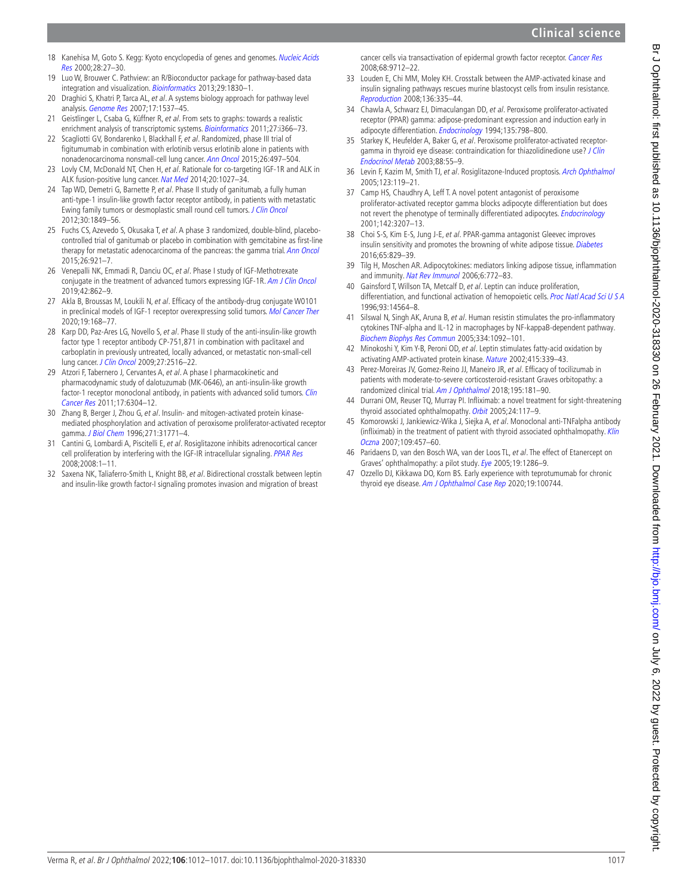18 Kanehisa M, Goto S. Kegg: Kyoto encyclopedia of genes and genomes. *Nucleic Acids Res* 2000;28:27–30.

19 Luo W, Brouwer C. Pathview: an R/Bioconductor package for pathway-based data integration and visualization. *Bioinformatics* 2013;29:1830–1.

20 Draghici S, Khatri P, Tarca AL, *et al*. A systems biology approach for pathway level analysis. *Genome Res* 2007;17:1537–45.

21 Geistlinger L, Csaba G, Küffner R, *et al*. From sets to graphs: towards a realistic enrichment analysis of transcriptomic systems. *Bioinformatics* 2011;27:i366–73.

22 Scagliotti GV, Bondarenko I, Blackhall F, *et al*. Randomized, phase III trial of figitumumab in combination with erlotinib versus erlotinib alone in patients with nonadenocarcinoma nonsmall-cell lung cancer. *Ann Oncol* 2015;26:497–504.

23 Lovly CM, McDonald NT, Chen H, *et al*. Rationale for co-targeting IGF-1R and ALK in ALK fusion-positive lung cancer. *Nat Med* 2014;20:1027–34.

24 Tap WD, Demetri G, Barnette P, *et al*. Phase II study of ganitumab, a fully human anti-type-1 insulin-like growth factor receptor antibody, in patients with metastatic Ewing family tumors or desmoplastic small round cell tumors. *J Clin Oncol* 2012;30:1849–56.

25 Fuchs CS, Azevedo S, Okusaka T, *et al*. A phase 3 randomized, double-blind, placebo-controlled trial of ganitumab or placebo in combination with gemcitabine as first-line therapy for metastatic adenocarcinoma of the pancreas: the gamma trial. *Ann Oncol* 2015;26:921–7.

26 Venepalli NK, Emmadi R, Danciu OC, *et al*. Phase I study of IGF-Methotrexate conjugate in the treatment of advanced tumors expressing IGF-1R. *Am J Clin Oncol* 2019;42:862–9.

27 Akla B, Broussas M, Loukili N, *et al*. Efficacy of the antibody-drug conjugate W0101 in preclinical models of IGF-1 receptor overexpressing solid tumors. *Mol Cancer Ther* 2020;19:168–77.

28 Karp DD, Paz-Ares LG, Novello S, *et al*. Phase II study of the anti-insulin-like growth factor type 1 receptor antibody CP-751,871 in combination with paclitaxel and carboplatin in previously untreated, locally advanced, or metastatic non-small-cell lung cancer. *J Clin Oncol* 2009;27:2516–22.

29 Atzori F, Tabernero J, Cervantes A, *et al*. A phase I pharmacokinetic and pharmacodynamic study of dalotuzumab (MK-0646), an anti-insulin-like growth factor-1 receptor monoclonal antibody, in patients with advanced solid tumors. *Clin Cancer Res* 2011;17:6304–12.

30 Zhang B, Berger J, Zhou G, *et al*. Insulin- and mitogen-activated protein kinase-mediated phosphorylation and activation of peroxisome proliferator-activated receptor gamma. *J Biol Chem* 1996;271:31771–4.

31 Cantini G, Lombardi A, Piscitelli E, *et al*. Rosiglitazone inhibits adrenocortical cancer cell proliferation by interfering with the IGF-IR intracellular signaling. *PPAR Res* 2008;2008:1–11.

32 Saxena NK, Taliaferro-Smith L, Knight BB, *et al*. Bidirectional crosstalk between leptin and insulin-like growth factor-I signaling promotes invasion and migration of breast cancer cells via transactivation of epidermal growth factor receptor. *Cancer Res* 2008;68:9712–22.

33 Louden E, Chi MM, Moley KH. Crosstalk between the AMP-activated kinase and insulin signaling pathways rescues murine blastocyst cells from insulin resistance. *Reproduction* 2008;136:335–44.

34 Chawla A, Schwarz EJ, Dimaculangan DD, *et al*. Peroxisome proliferator-activated receptor (PPAR) gamma: adipose-predominant expression and induction early in adipocyte differentiation. *Endocrinology* 1994;135:798–800.

35 Starkey K, Heufelder A, Baker G, *et al*. Peroxisome proliferator-activated receptor-gamma in thyroid eye disease: contraindication for thiazolidinedione use? *J Clin Endocrinol Metab* 2003;88:55–9.

36 Levin F, Kazim M, Smith TJ, *et al*. Rosiglitazone-Induced proptosis. *Arch Ophthalmol* 2005;123:119–21.

37 Camp HS, Chaudhry A, Leff T. A novel potent antagonist of peroxisome proliferator-activated receptor gamma blocks adipocyte differentiation but does not revert the phenotype of terminally differentiated adipocytes. *Endocrinology* 2001;142:3207–13.

38 Choi S-S, Kim E-S, Jung J-E, *et al*. PPAR-gamma antagonist Gleevec improves insulin sensitivity and promotes the browning of white adipose tissue. *Diabetes* 2016;65:829–39.

39 Tilg H, Moschen AR. Adipocytokines: mediators linking adipose tissue, inflammation and immunity. *Nat Rev Immunol* 2006;6:772–83.

40 Gainsford T, Willson TA, Metcalf D, *et al*. Leptin can induce proliferation, differentiation, and functional activation of hemopoietic cells. *Proc Natl Acad Sci U S A* 1996;93:14564–8.

41 Silswal N, Singh AK, Aruna B, *et al*. Human resistin stimulates the pro-inflammatory cytokines TNF-alpha and IL-12 in macrophages by NF-kappaB-dependent pathway. *Biochem Biophys Res Commun* 2005;334:1092–101.

42 Minokoshi Y, Kim Y-B, Peroni OD, *et al*. Leptin stimulates fatty-acid oxidation by activating AMP-activated protein kinase. *Nature* 2002;415:339–43.

43 Perez-Moreiras JV, Gomez-Reino JJ, Maneiro JR, *et al*. Efficacy of tocilizumab in patients with moderate-to-severe corticosteroid-resistant Graves orbitopathy: a randomized clinical trial. *Am J Ophthalmol* 2018;195:181–90.

44 Durrani OM, Reuser TQ, Murray PI. Infliximab: a novel treatment for sight-threatening thyroid associated ophthalmopathy. *Orbit* 2005;24:117–9.

45 Komorowski J, Jankiewicz-Wika J, Siejka A, *et al*. Monoclonal anti-TNFalpha antibody (infliximab) in the treatment of patient with thyroid associated ophthalmopathy. *Klin Oczna* 2007;109:457–60.

46 Paridaens D, van den Bosch WA, van der Loos TL, *et al*. The effect of Etanercept on Graves' ophthalmopathy: a pilot study. *Eye* 2005;19:1286–9.

47 Ozzello DJ, Kikkawa DO, Korn BS. Early experience with teprotumumab for chronic thyroid eye disease. *Am J Ophthalmol Case Rep* 2020;19:100744.